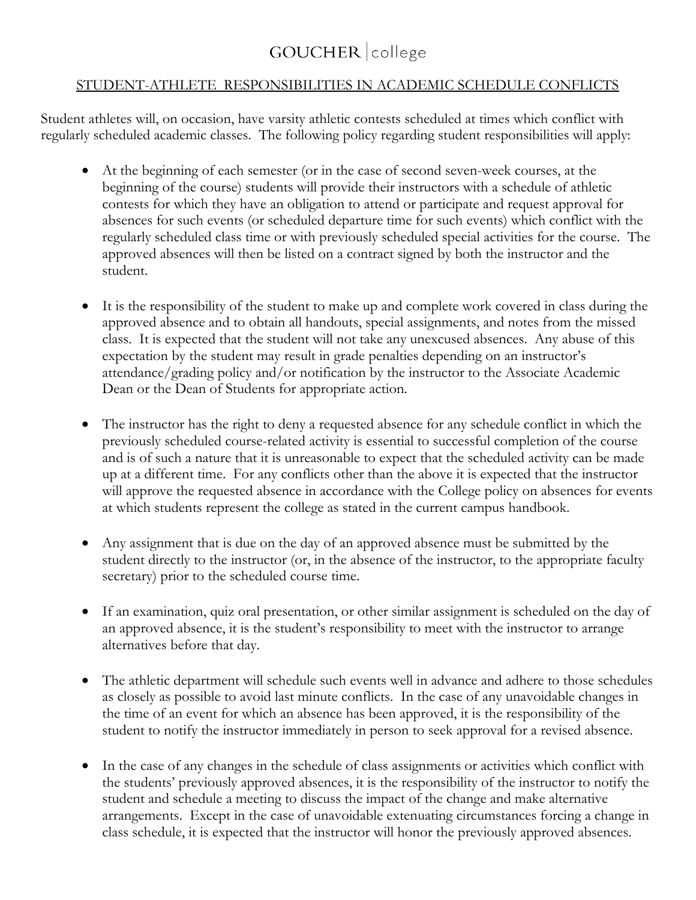# GOUCHER | college

## STUDENT-ATHLETE RESPONSIBILITIES IN ACADEMIC SCHEDULE CONFLICTS

Student athletes will, on occasion, have varsity athletic contests scheduled at times which conflict with regularly scheduled academic classes. The following policy regarding student responsibilities will apply:

- At the beginning of each semester (or in the case of second seven-week courses, at the beginning of the course) students will provide their instructors with a schedule of athletic contests for which they have an obligation to attend or participate and request approval for absences for such events (or scheduled departure time for such events) which conflict with the regularly scheduled class time or with previously scheduled special activities for the course. The approved absences will then be listed on a contract signed by both the instructor and the student.

- It is the responsibility of the student to make up and complete work covered in class during the approved absence and to obtain all handouts, special assignments, and notes from the missed class. It is expected that the student will not take any unexcused absences. Any abuse of this expectation by the student may result in grade penalties depending on an instructor's attendance/grading policy and/or notification by the instructor to the Associate Academic Dean or the Dean of Students for appropriate action.

- The instructor has the right to deny a requested absence for any schedule conflict in which the previously scheduled course-related activity is essential to successful completion of the course and is of such a nature that it is unreasonable to expect that the scheduled activity can be made up at a different time. For any conflicts other than the above it is expected that the instructor will approve the requested absence in accordance with the College policy on absences for events at which students represent the college as stated in the current campus handbook.

- Any assignment that is due on the day of an approved absence must be submitted by the student directly to the instructor (or, in the absence of the instructor, to the appropriate faculty secretary) prior to the scheduled course time.

- If an examination, quiz oral presentation, or other similar assignment is scheduled on the day of an approved absence, it is the student's responsibility to meet with the instructor to arrange alternatives before that day.

- The athletic department will schedule such events well in advance and adhere to those schedules as closely as possible to avoid last minute conflicts. In the case of any unavoidable changes in the time of an event for which an absence has been approved, it is the responsibility of the student to notify the instructor immediately in person to seek approval for a revised absence.

- In the case of any changes in the schedule of class assignments or activities which conflict with the students' previously approved absences, it is the responsibility of the instructor to notify the student and schedule a meeting to discuss the impact of the change and make alternative arrangements. Except in the case of unavoidable extenuating circumstances forcing a change in class schedule, it is expected that the instructor will honor the previously approved absences.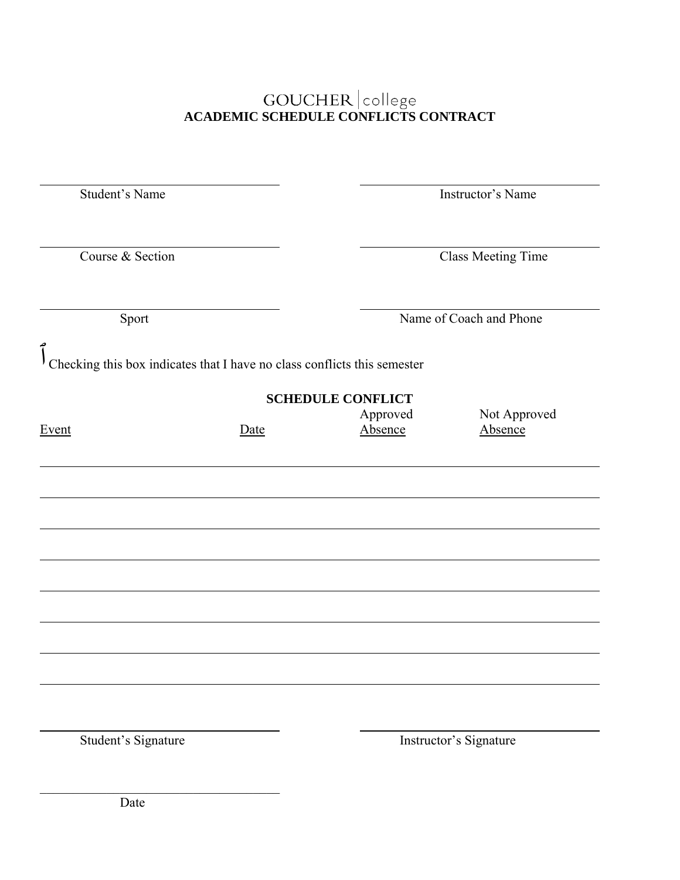GOUCHER | college

**ACADEMIC SCHEDULE CONFLICTS CONTRACT**

\_\_\_\_\_\_\_\_\_\_\_\_\_\_\_\_\_\_\_\_\_\_\_\_\_\_\_\_\_\_ \_\_\_\_\_\_\_\_\_\_\_\_\_\_\_\_\_\_\_\_\_\_\_\_\_\_\_\_\_\_

Student's Name Instructor's Name

\_\_\_\_\_\_\_\_\_\_\_\_\_\_\_\_\_\_\_\_\_\_\_\_\_\_\_\_\_\_ \_\_\_\_\_\_\_\_\_\_\_\_\_\_\_\_\_\_\_\_\_\_\_\_\_\_\_\_\_\_

Course & Section Class Meeting Time

\_\_\_\_\_\_\_\_\_\_\_\_\_\_\_\_\_\_\_\_\_\_\_\_\_\_\_\_\_\_ \_\_\_\_\_\_\_\_\_\_\_\_\_\_\_\_\_\_\_\_\_\_\_\_\_\_\_\_\_\_

Sport Name of Coach and Phone

☐ Checking this box indicates that I have no class conflicts this semester

**SCHEDULE CONFLICT**

| Event | Date | Approved Absence | Not Approved Absence |
|---|---|---|---|
| | | | |
| | | | |
| | | | |
| | | | |
| | | | |
| | | | |
| | | | |
| | | | |

\_\_\_\_\_\_\_\_\_\_\_\_\_\_\_\_\_\_\_\_\_\_\_\_\_\_\_\_\_\_ \_\_\_\_\_\_\_\_\_\_\_\_\_\_\_\_\_\_\_\_\_\_\_\_\_\_\_\_\_\_

Student's Signature Instructor's Signature

\_\_\_\_\_\_\_\_\_\_\_\_\_\_\_\_\_\_\_\_\_\_\_\_\_\_\_\_\_\_

Date